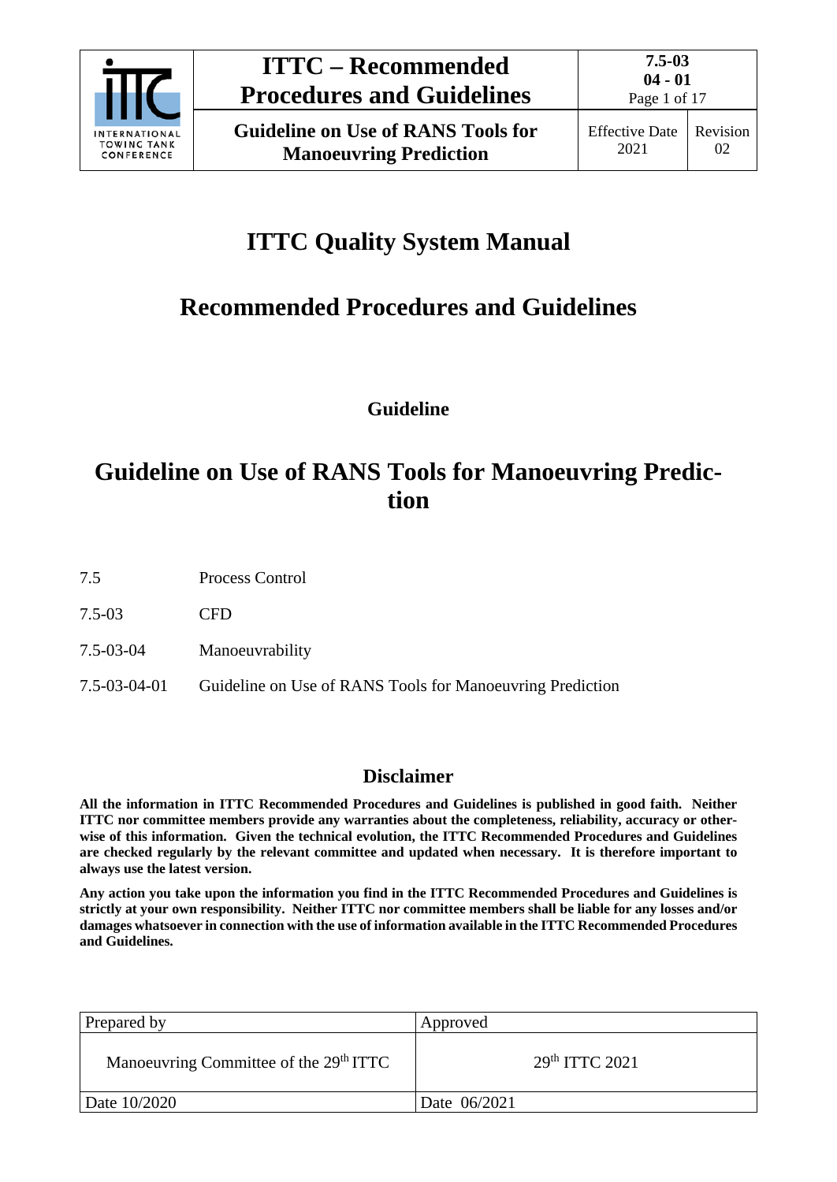# ITTC Quality System Manual

## Recommended Procedures and Guidelines

**Guideline**

## Guideline on Use of RANS Tools for Manoeuvring Prediction

| | |
|---|---|
| 7.5 | Process Control |
| 7.5-03 | CFD |
| 7.5-03-04 | Manoeuvrability |
| 7.5-03-04-01 | Guideline on Use of RANS Tools for Manoeuvring Prediction |

### Disclaimer

**All the information in ITTC Recommended Procedures and Guidelines is published in good faith. Neither ITTC nor committee members provide any warranties about the completeness, reliability, accuracy or otherwise of this information. Given the technical evolution, the ITTC Recommended Procedures and Guidelines are checked regularly by the relevant committee and updated when necessary. It is therefore important to always use the latest version.**

**Any action you take upon the information you find in the ITTC Recommended Procedures and Guidelines is strictly at your own responsibility. Neither ITTC nor committee members shall be liable for any losses and/or damages whatsoever in connection with the use of information available in the ITTC Recommended Procedures and Guidelines.**

| Prepared by | Approved |
|---|---|
| Manoeuvring Committee of the 29th ITTC | 29th ITTC 2021 |
| Date 10/2020 | Date 06/2021 |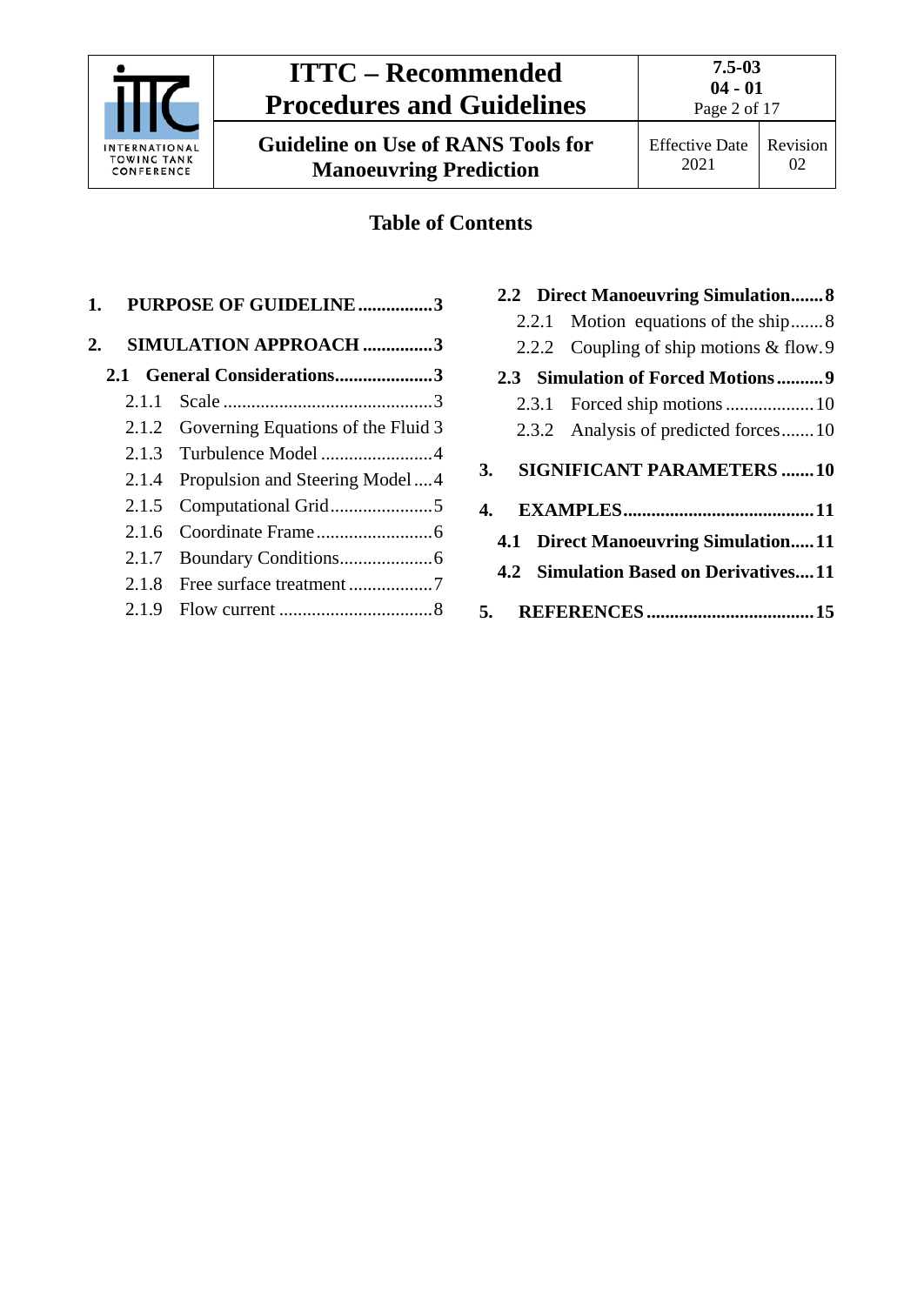# Table of Contents

1. **PURPOSE OF GUIDELINE ................3**

2. **SIMULATION APPROACH ...............3**

   **2.1 General Considerations.....................3**

   - 2.1.1 Scale .............................................3
   - 2.1.2 Governing Equations of the Fluid 3
   - 2.1.3 Turbulence Model ........................4
   - 2.1.4 Propulsion and Steering Model ....4
   - 2.1.5 Computational Grid......................5
   - 2.1.6 Coordinate Frame .........................6
   - 2.1.7 Boundary Conditions....................6
   - 2.1.8 Free surface treatment ..................7
   - 2.1.9 Flow current .................................8

   **2.2 Direct Manoeuvring Simulation.......8**

   - 2.2.1 Motion equations of the ship.......8
   - 2.2.2 Coupling of ship motions & flow. 9

   **2.3 Simulation of Forced Motions ..........9**

   - 2.3.1 Forced ship motions ...................10
   - 2.3.2 Analysis of predicted forces.......10

3. **SIGNIFICANT PARAMETERS .......10**

4. **EXAMPLES.........................................11**

   **4.1 Direct Manoeuvring Simulation.....11**

   **4.2 Simulation Based on Derivatives....11**

5. **REFERENCES ....................................15**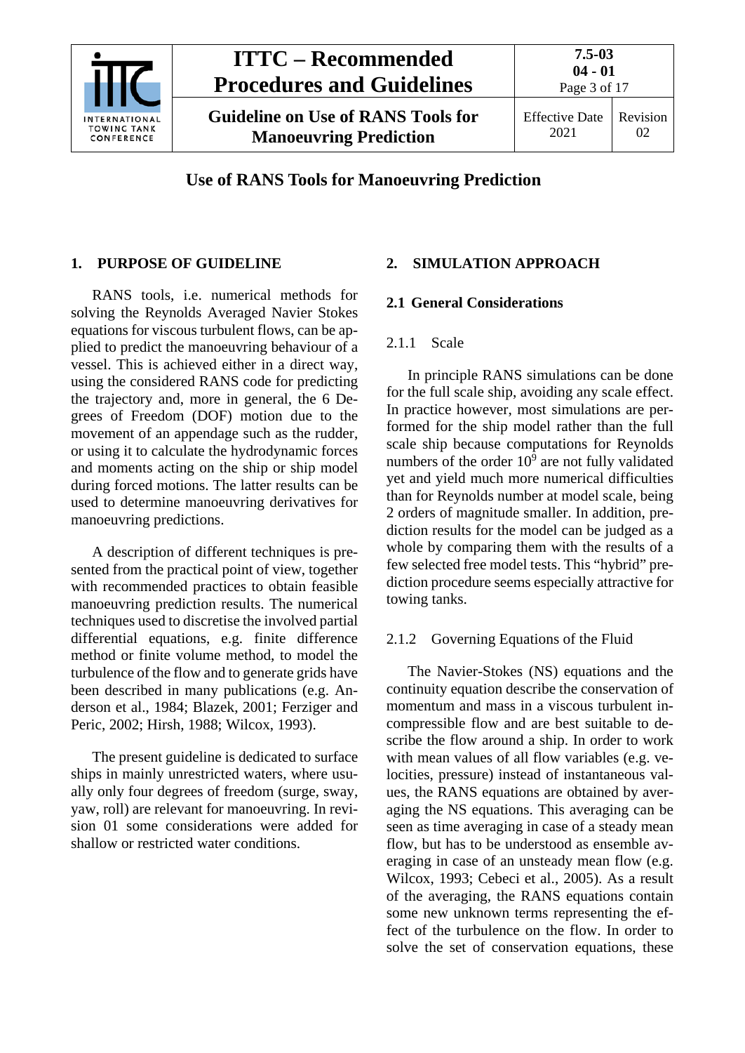# Use of RANS Tools for Manoeuvring Prediction

## 1. PURPOSE OF GUIDELINE

RANS tools, i.e. numerical methods for solving the Reynolds Averaged Navier Stokes equations for viscous turbulent flows, can be applied to predict the manoeuvring behaviour of a vessel. This is achieved either in a direct way, using the considered RANS code for predicting the trajectory and, more in general, the 6 Degrees of Freedom (DOF) motion due to the movement of an appendage such as the rudder, or using it to calculate the hydrodynamic forces and moments acting on the ship or ship model during forced motions. The latter results can be used to determine manoeuvring derivatives for manoeuvring predictions.

A description of different techniques is presented from the practical point of view, together with recommended practices to obtain feasible manoeuvring prediction results. The numerical techniques used to discretise the involved partial differential equations, e.g. finite difference method or finite volume method, to model the turbulence of the flow and to generate grids have been described in many publications (e.g. Anderson et al., 1984; Blazek, 2001; Ferziger and Peric, 2002; Hirsh, 1988; Wilcox, 1993).

The present guideline is dedicated to surface ships in mainly unrestricted waters, where usually only four degrees of freedom (surge, sway, yaw, roll) are relevant for manoeuvring. In revision 01 some considerations were added for shallow or restricted water conditions.

## 2. SIMULATION APPROACH

### 2.1 General Considerations

#### 2.1.1 Scale

In principle RANS simulations can be done for the full scale ship, avoiding any scale effect. In practice however, most simulations are performed for the ship model rather than the full scale ship because computations for Reynolds numbers of the order $10^9$ are not fully validated yet and yield much more numerical difficulties than for Reynolds number at model scale, being 2 orders of magnitude smaller. In addition, prediction results for the model can be judged as a whole by comparing them with the results of a few selected free model tests. This "hybrid" prediction procedure seems especially attractive for towing tanks.

#### 2.1.2 Governing Equations of the Fluid

The Navier-Stokes (NS) equations and the continuity equation describe the conservation of momentum and mass in a viscous turbulent incompressible flow and are best suitable to describe the flow around a ship. In order to work with mean values of all flow variables (e.g. velocities, pressure) instead of instantaneous values, the RANS equations are obtained by averaging the NS equations. This averaging can be seen as time averaging in case of a steady mean flow, but has to be understood as ensemble averaging in case of an unsteady mean flow (e.g. Wilcox, 1993; Cebeci et al., 2005). As a result of the averaging, the RANS equations contain some new unknown terms representing the effect of the turbulence on the flow. In order to solve the set of conservation equations, these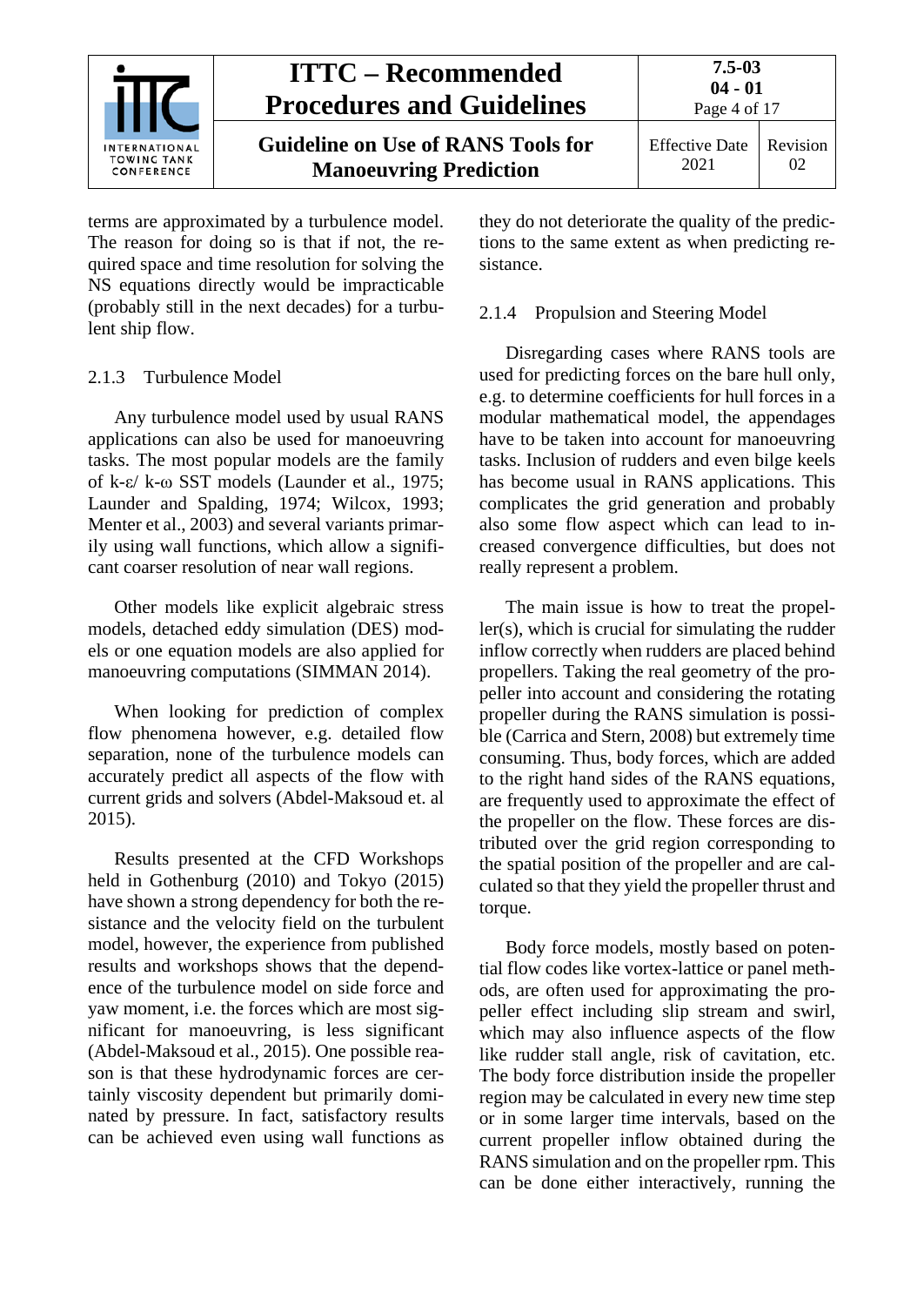terms are approximated by a turbulence model. The reason for doing so is that if not, the required space and time resolution for solving the NS equations directly would be impracticable (probably still in the next decades) for a turbulent ship flow.

### 2.1.3 Turbulence Model

Any turbulence model used by usual RANS applications can also be used for manoeuvring tasks. The most popular models are the family of k-ε/ k-ω SST models (Launder et al., 1975; Launder and Spalding, 1974; Wilcox, 1993; Menter et al., 2003) and several variants primarily using wall functions, which allow a significant coarser resolution of near wall regions.

Other models like explicit algebraic stress models, detached eddy simulation (DES) models or one equation models are also applied for manoeuvring computations (SIMMAN 2014).

When looking for prediction of complex flow phenomena however, e.g. detailed flow separation, none of the turbulence models can accurately predict all aspects of the flow with current grids and solvers (Abdel-Maksoud et. al 2015).

Results presented at the CFD Workshops held in Gothenburg (2010) and Tokyo (2015) have shown a strong dependency for both the resistance and the velocity field on the turbulent model, however, the experience from published results and workshops shows that the dependence of the turbulence model on side force and yaw moment, i.e. the forces which are most significant for manoeuvring, is less significant (Abdel-Maksoud et al., 2015). One possible reason is that these hydrodynamic forces are certainly viscosity dependent but primarily dominated by pressure. In fact, satisfactory results can be achieved even using wall functions as they do not deteriorate the quality of the predictions to the same extent as when predicting resistance.

### 2.1.4 Propulsion and Steering Model

Disregarding cases where RANS tools are used for predicting forces on the bare hull only, e.g. to determine coefficients for hull forces in a modular mathematical model, the appendages have to be taken into account for manoeuvring tasks. Inclusion of rudders and even bilge keels has become usual in RANS applications. This complicates the grid generation and probably also some flow aspect which can lead to increased convergence difficulties, but does not really represent a problem.

The main issue is how to treat the propeller(s), which is crucial for simulating the rudder inflow correctly when rudders are placed behind propellers. Taking the real geometry of the propeller into account and considering the rotating propeller during the RANS simulation is possible (Carrica and Stern, 2008) but extremely time consuming. Thus, body forces, which are added to the right hand sides of the RANS equations, are frequently used to approximate the effect of the propeller on the flow. These forces are distributed over the grid region corresponding to the spatial position of the propeller and are calculated so that they yield the propeller thrust and torque.

Body force models, mostly based on potential flow codes like vortex-lattice or panel methods, are often used for approximating the propeller effect including slip stream and swirl, which may also influence aspects of the flow like rudder stall angle, risk of cavitation, etc. The body force distribution inside the propeller region may be calculated in every new time step or in some larger time intervals, based on the current propeller inflow obtained during the RANS simulation and on the propeller rpm. This can be done either interactively, running the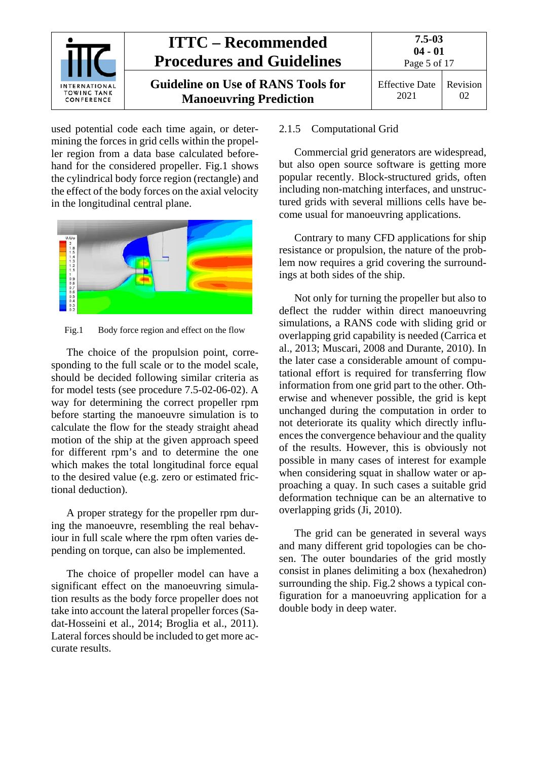used potential code each time again, or determining the forces in grid cells within the propeller region from a data base calculated beforehand for the considered propeller. Fig.1 shows the cylindrical body force region (rectangle) and the effect of the body forces on the axial velocity in the longitudinal central plane.

Fig.1 Body force region and effect on the flow

The choice of the propulsion point, corresponding to the full scale or to the model scale, should be decided following similar criteria as for model tests (see procedure 7.5-02-06-02). A way for determining the correct propeller rpm before starting the manoeuvre simulation is to calculate the flow for the steady straight ahead motion of the ship at the given approach speed for different rpm's and to determine the one which makes the total longitudinal force equal to the desired value (e.g. zero or estimated frictional deduction).

A proper strategy for the propeller rpm during the manoeuvre, resembling the real behaviour in full scale where the rpm often varies depending on torque, can also be implemented.

The choice of propeller model can have a significant effect on the manoeuvring simulation results as the body force propeller does not take into account the lateral propeller forces (Sadat-Hosseini et al., 2014; Broglia et al., 2011). Lateral forces should be included to get more accurate results.

### 2.1.5 Computational Grid

Commercial grid generators are widespread, but also open source software is getting more popular recently. Block-structured grids, often including non-matching interfaces, and unstructured grids with several millions cells have become usual for manoeuvring applications.

Contrary to many CFD applications for ship resistance or propulsion, the nature of the problem now requires a grid covering the surroundings at both sides of the ship.

Not only for turning the propeller but also to deflect the rudder within direct manoeuvring simulations, a RANS code with sliding grid or overlapping grid capability is needed (Carrica et al., 2013; Muscari, 2008 and Durante, 2010). In the later case a considerable amount of computational effort is required for transferring flow information from one grid part to the other. Otherwise and whenever possible, the grid is kept unchanged during the computation in order to not deteriorate its quality which directly influences the convergence behaviour and the quality of the results. However, this is obviously not possible in many cases of interest for example when considering squat in shallow water or approaching a quay. In such cases a suitable grid deformation technique can be an alternative to overlapping grids (Ji, 2010).

The grid can be generated in several ways and many different grid topologies can be chosen. The outer boundaries of the grid mostly consist in planes delimiting a box (hexahedron) surrounding the ship. Fig.2 shows a typical configuration for a manoeuvring application for a double body in deep water.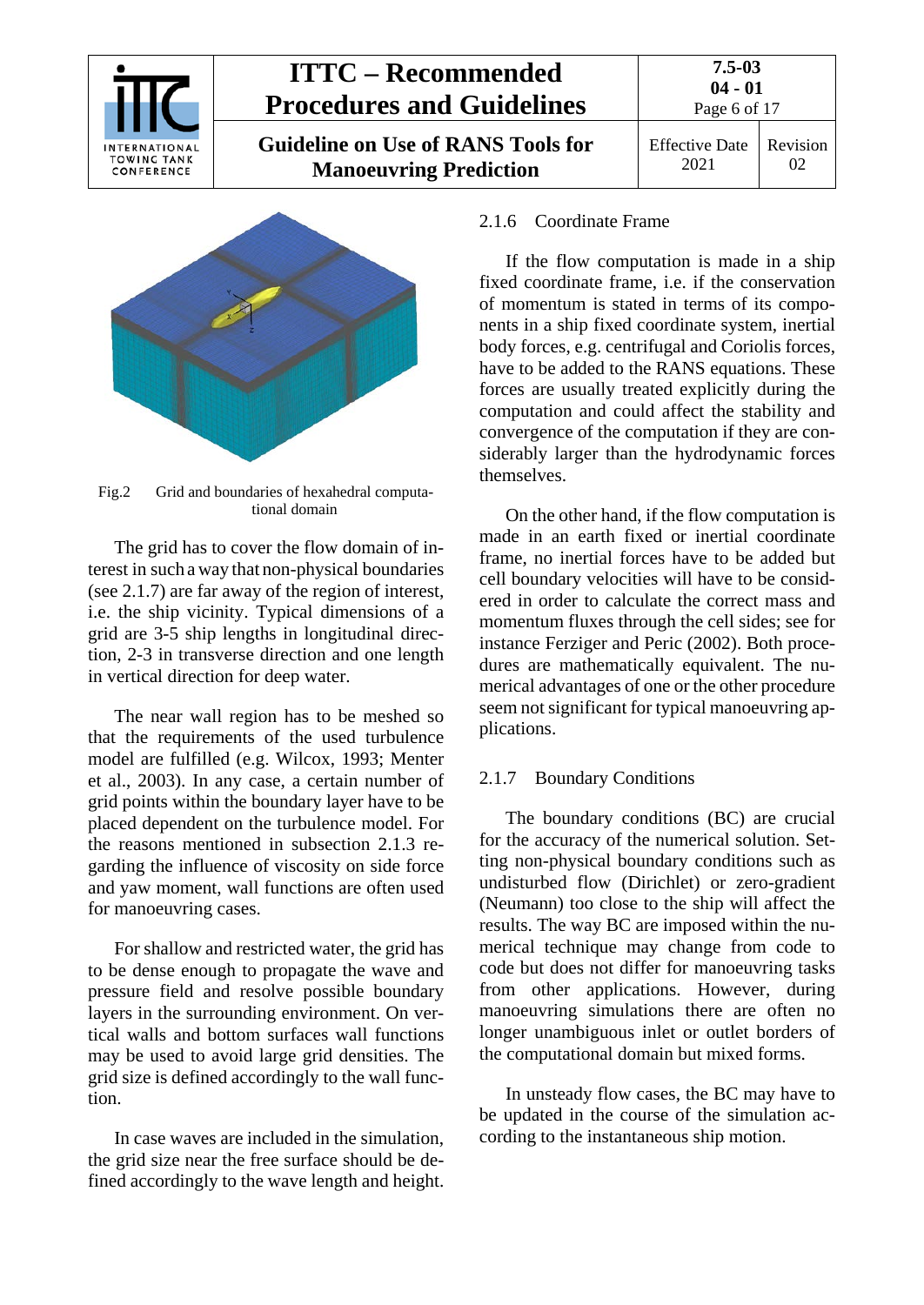Fig.2 Grid and boundaries of hexahedral computational domain

The grid has to cover the flow domain of interest in such a way that non-physical boundaries (see 2.1.7) are far away of the region of interest, i.e. the ship vicinity. Typical dimensions of a grid are 3-5 ship lengths in longitudinal direction, 2-3 in transverse direction and one length in vertical direction for deep water.

The near wall region has to be meshed so that the requirements of the used turbulence model are fulfilled (e.g. Wilcox, 1993; Menter et al., 2003). In any case, a certain number of grid points within the boundary layer have to be placed dependent on the turbulence model. For the reasons mentioned in subsection 2.1.3 regarding the influence of viscosity on side force and yaw moment, wall functions are often used for manoeuvring cases.

For shallow and restricted water, the grid has to be dense enough to propagate the wave and pressure field and resolve possible boundary layers in the surrounding environment. On vertical walls and bottom surfaces wall functions may be used to avoid large grid densities. The grid size is defined accordingly to the wall function.

In case waves are included in the simulation, the grid size near the free surface should be defined accordingly to the wave length and height.

### 2.1.6 Coordinate Frame

If the flow computation is made in a ship fixed coordinate frame, i.e. if the conservation of momentum is stated in terms of its components in a ship fixed coordinate system, inertial body forces, e.g. centrifugal and Coriolis forces, have to be added to the RANS equations. These forces are usually treated explicitly during the computation and could affect the stability and convergence of the computation if they are considerably larger than the hydrodynamic forces themselves.

On the other hand, if the flow computation is made in an earth fixed or inertial coordinate frame, no inertial forces have to be added but cell boundary velocities will have to be considered in order to calculate the correct mass and momentum fluxes through the cell sides; see for instance Ferziger and Peric (2002). Both procedures are mathematically equivalent. The numerical advantages of one or the other procedure seem not significant for typical manoeuvring applications.

### 2.1.7 Boundary Conditions

The boundary conditions (BC) are crucial for the accuracy of the numerical solution. Setting non-physical boundary conditions such as undisturbed flow (Dirichlet) or zero-gradient (Neumann) too close to the ship will affect the results. The way BC are imposed within the numerical technique may change from code to code but does not differ for manoeuvring tasks from other applications. However, during manoeuvring simulations there are often no longer unambiguous inlet or outlet borders of the computational domain but mixed forms.

In unsteady flow cases, the BC may have to be updated in the course of the simulation according to the instantaneous ship motion.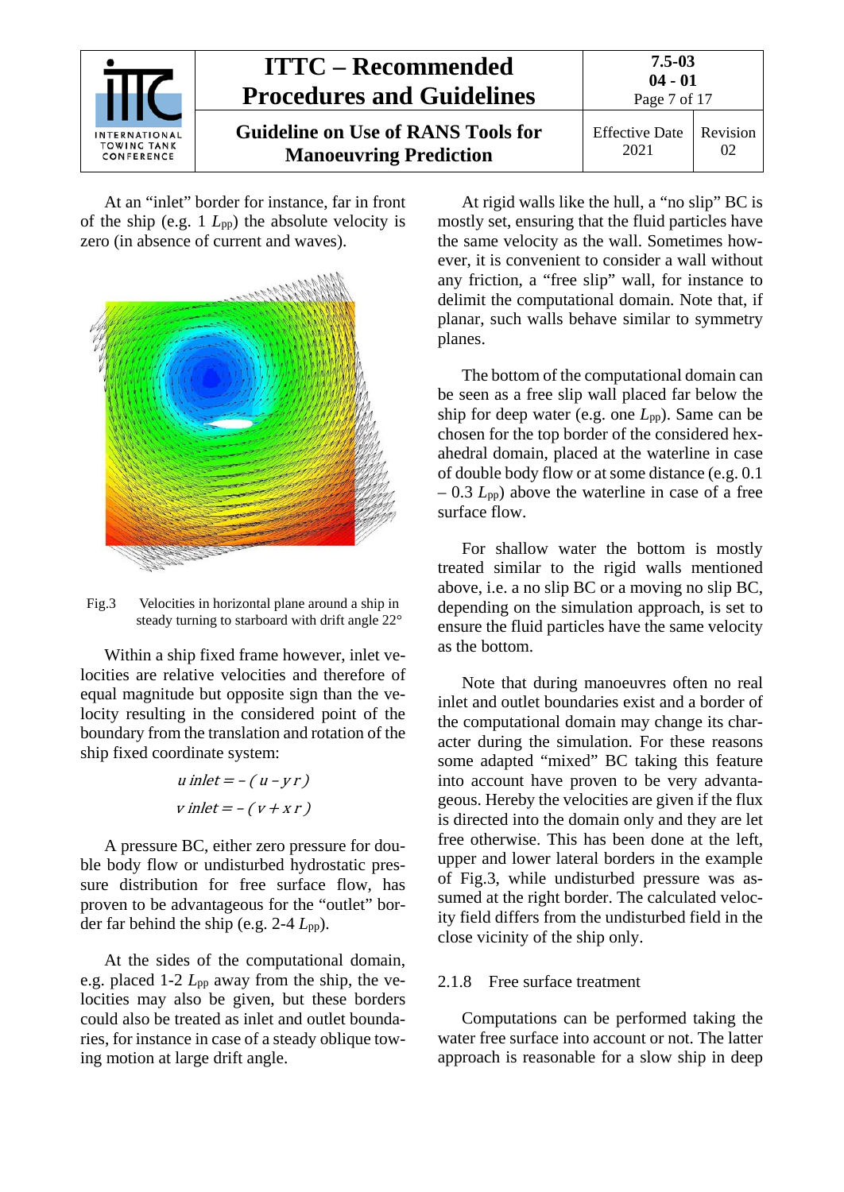At an "inlet" border for instance, far in front of the ship (e.g. 1 $L_{pp}$) the absolute velocity is zero (in absence of current and waves).

Fig.3 Velocities in horizontal plane around a ship in steady turning to starboard with drift angle 22°

Within a ship fixed frame however, inlet velocities are relative velocities and therefore of equal magnitude but opposite sign than the velocity resulting in the considered point of the boundary from the translation and rotation of the ship fixed coordinate system:

$$u\,inlet = -(u - y\,r)$$

$$v\,inlet = -(v + x\,r)$$

A pressure BC, either zero pressure for double body flow or undisturbed hydrostatic pressure distribution for free surface flow, has proven to be advantageous for the "outlet" border far behind the ship (e.g. 2-4 $L_{pp}$).

At the sides of the computational domain, e.g. placed 1-2 $L_{pp}$ away from the ship, the velocities may also be given, but these borders could also be treated as inlet and outlet boundaries, for instance in case of a steady oblique towing motion at large drift angle.

At rigid walls like the hull, a "no slip" BC is mostly set, ensuring that the fluid particles have the same velocity as the wall. Sometimes however, it is convenient to consider a wall without any friction, a "free slip" wall, for instance to delimit the computational domain. Note that, if planar, such walls behave similar to symmetry planes.

The bottom of the computational domain can be seen as a free slip wall placed far below the ship for deep water (e.g. one $L_{pp}$). Same can be chosen for the top border of the considered hexahedral domain, placed at the waterline in case of double body flow or at some distance (e.g. 0.1 – 0.3 $L_{pp}$) above the waterline in case of a free surface flow.

For shallow water the bottom is mostly treated similar to the rigid walls mentioned above, i.e. a no slip BC or a moving no slip BC, depending on the simulation approach, is set to ensure the fluid particles have the same velocity as the bottom.

Note that during manoeuvres often no real inlet and outlet boundaries exist and a border of the computational domain may change its character during the simulation. For these reasons some adapted "mixed" BC taking this feature into account have proven to be very advantageous. Hereby the velocities are given if the flux is directed into the domain only and they are let free otherwise. This has been done at the left, upper and lower lateral borders in the example of Fig.3, while undisturbed pressure was assumed at the right border. The calculated velocity field differs from the undisturbed field in the close vicinity of the ship only.

### 2.1.8 Free surface treatment

Computations can be performed taking the water free surface into account or not. The latter approach is reasonable for a slow ship in deep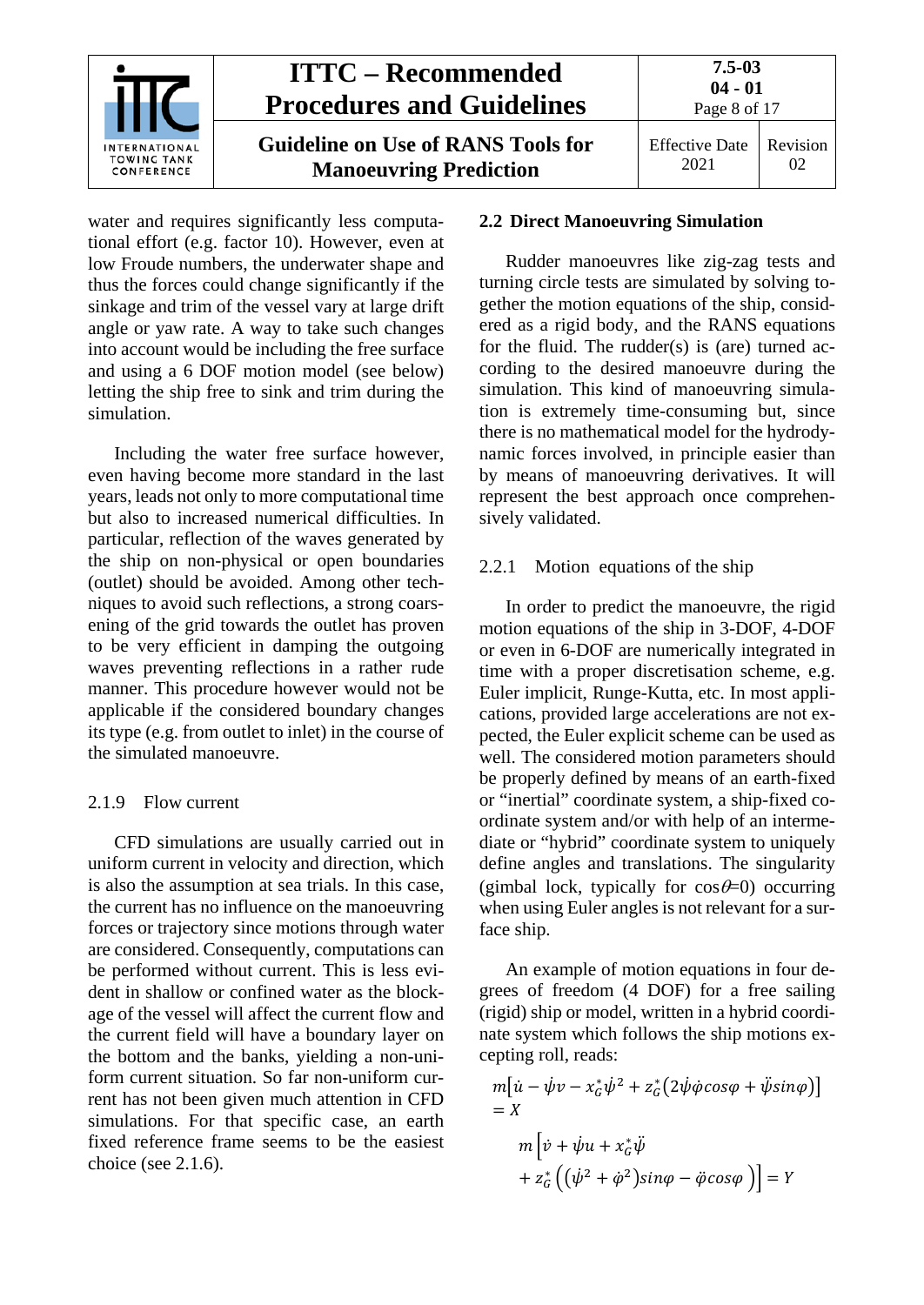water and requires significantly less computational effort (e.g. factor 10). However, even at low Froude numbers, the underwater shape and thus the forces could change significantly if the sinkage and trim of the vessel vary at large drift angle or yaw rate. A way to take such changes into account would be including the free surface and using a 6 DOF motion model (see below) letting the ship free to sink and trim during the simulation.

Including the water free surface however, even having become more standard in the last years, leads not only to more computational time but also to increased numerical difficulties. In particular, reflection of the waves generated by the ship on non-physical or open boundaries (outlet) should be avoided. Among other techniques to avoid such reflections, a strong coarsening of the grid towards the outlet has proven to be very efficient in damping the outgoing waves preventing reflections in a rather rude manner. This procedure however would not be applicable if the considered boundary changes its type (e.g. from outlet to inlet) in the course of the simulated manoeuvre.

#### 2.1.9 Flow current

CFD simulations are usually carried out in uniform current in velocity and direction, which is also the assumption at sea trials. In this case, the current has no influence on the manoeuvring forces or trajectory since motions through water are considered. Consequently, computations can be performed without current. This is less evident in shallow or confined water as the blockage of the vessel will affect the current flow and the current field will have a boundary layer on the bottom and the banks, yielding a non-uniform current situation. So far non-uniform current has not been given much attention in CFD simulations. For that specific case, an earth fixed reference frame seems to be the easiest choice (see 2.1.6).

### 2.2 Direct Manoeuvring Simulation

Rudder manoeuvres like zig-zag tests and turning circle tests are simulated by solving together the motion equations of the ship, considered as a rigid body, and the RANS equations for the fluid. The rudder(s) is (are) turned according to the desired manoeuvre during the simulation. This kind of manoeuvring simulation is extremely time-consuming but, since there is no mathematical model for the hydrodynamic forces involved, in principle easier than by means of manoeuvring derivatives. It will represent the best approach once comprehensively validated.

#### 2.2.1 Motion equations of the ship

In order to predict the manoeuvre, the rigid motion equations of the ship in 3-DOF, 4-DOF or even in 6-DOF are numerically integrated in time with a proper discretisation scheme, e.g. Euler implicit, Runge-Kutta, etc. In most applications, provided large accelerations are not expected, the Euler explicit scheme can be used as well. The considered motion parameters should be properly defined by means of an earth-fixed or "inertial" coordinate system, a ship-fixed coordinate system and/or with help of an intermediate or "hybrid" coordinate system to uniquely define angles and translations. The singularity (gimbal lock, typically for $\cos\theta=0$) occurring when using Euler angles is not relevant for a surface ship.

An example of motion equations in four degrees of freedom (4 DOF) for a free sailing (rigid) ship or model, written in a hybrid coordinate system which follows the ship motions excepting roll, reads:

$$m\left[\dot{u} - \dot{\psi}v - x_G^*\dot{\psi}^2 + z_G^*\left(2\dot{\psi}\dot{\varphi}cos\varphi + \ddot{\psi}sin\varphi\right)\right] = X$$

$$m\left[\dot{v} + \dot{\psi}u + x_G^*\ddot{\psi} + z_G^*\left(\left(\dot{\psi}^2 + \dot{\varphi}^2\right)sin\varphi - \ddot{\varphi}cos\varphi\right)\right] = Y$$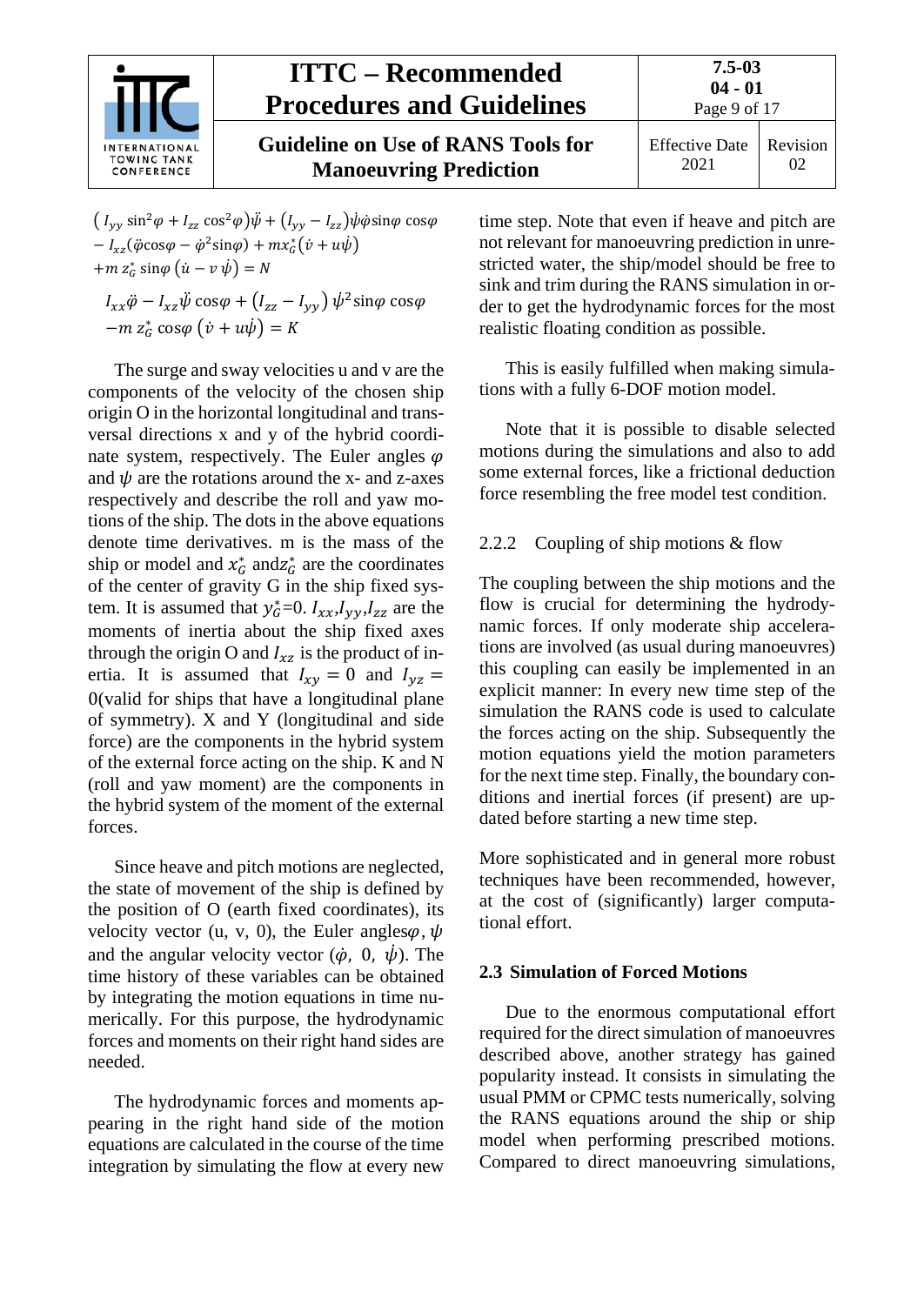$$
\begin{aligned}
&\left(I_{yy}\sin^2\varphi + I_{zz}\cos^2\varphi\right)\ddot{\psi} + \left(I_{yy} - I_{zz}\right)\dot{\psi}\dot{\varphi}\sin\varphi\,\cos\varphi \\
&- I_{xz}(\ddot{\varphi}\cos\varphi - \dot{\varphi}^2\sin\varphi) + m x_G^*(\dot{v} + u\dot{\psi}) \\
&+ m\, z_G^*\sin\varphi\,(\dot{u} - v\,\dot{\psi}) = N
\end{aligned}
$$

$$
\begin{aligned}
&I_{xx}\ddot{\varphi} - I_{xz}\ddot{\psi}\cos\varphi + \left(I_{zz} - I_{yy}\right)\dot{\psi}^2\sin\varphi\,\cos\varphi \\
&- m\, z_G^*\cos\varphi\,(\dot{v} + u\dot{\psi}) = K
\end{aligned}
$$

The surge and sway velocities u and v are the components of the velocity of the chosen ship origin O in the horizontal longitudinal and transversal directions x and y of the hybrid coordinate system, respectively. The Euler angles $\varphi$ and $\psi$ are the rotations around the x- and z-axes respectively and describe the roll and yaw motions of the ship. The dots in the above equations denote time derivatives. m is the mass of the ship or model and $x_G^*$ and $z_G^*$ are the coordinates of the center of gravity G in the ship fixed system. It is assumed that $y_G^*$=0. $I_{xx}$,$I_{yy}$,$I_{zz}$ are the moments of inertia about the ship fixed axes through the origin O and $I_{xz}$ is the product of inertia. It is assumed that $I_{xy} = 0$ and $I_{yz} = 0$(valid for ships that have a longitudinal plane of symmetry). X and Y (longitudinal and side force) are the components in the hybrid system of the external force acting on the ship. K and N (roll and yaw moment) are the components in the hybrid system of the moment of the external forces.

Since heave and pitch motions are neglected, the state of movement of the ship is defined by the position of O (earth fixed coordinates), its velocity vector (u, v, 0), the Euler angles $\varphi$, $\psi$ and the angular velocity vector ($\dot{\varphi}$, 0, $\dot{\psi}$). The time history of these variables can be obtained by integrating the motion equations in time numerically. For this purpose, the hydrodynamic forces and moments on their right hand sides are needed.

The hydrodynamic forces and moments appearing in the right hand side of the motion equations are calculated in the course of the time integration by simulating the flow at every new time step. Note that even if heave and pitch are not relevant for manoeuvring prediction in unrestricted water, the ship/model should be free to sink and trim during the RANS simulation in order to get the hydrodynamic forces for the most realistic floating condition as possible.

This is easily fulfilled when making simulations with a fully 6-DOF motion model.

Note that it is possible to disable selected motions during the simulations and also to add some external forces, like a frictional deduction force resembling the free model test condition.

### 2.2.2 Coupling of ship motions & flow

The coupling between the ship motions and the flow is crucial for determining the hydrodynamic forces. If only moderate ship accelerations are involved (as usual during manoeuvres) this coupling can easily be implemented in an explicit manner: In every new time step of the simulation the RANS code is used to calculate the forces acting on the ship. Subsequently the motion equations yield the motion parameters for the next time step. Finally, the boundary conditions and inertial forces (if present) are updated before starting a new time step.

More sophisticated and in general more robust techniques have been recommended, however, at the cost of (significantly) larger computational effort.

## 2.3 Simulation of Forced Motions

Due to the enormous computational effort required for the direct simulation of manoeuvres described above, another strategy has gained popularity instead. It consists in simulating the usual PMM or CPMC tests numerically, solving the RANS equations around the ship or ship model when performing prescribed motions. Compared to direct manoeuvring simulations,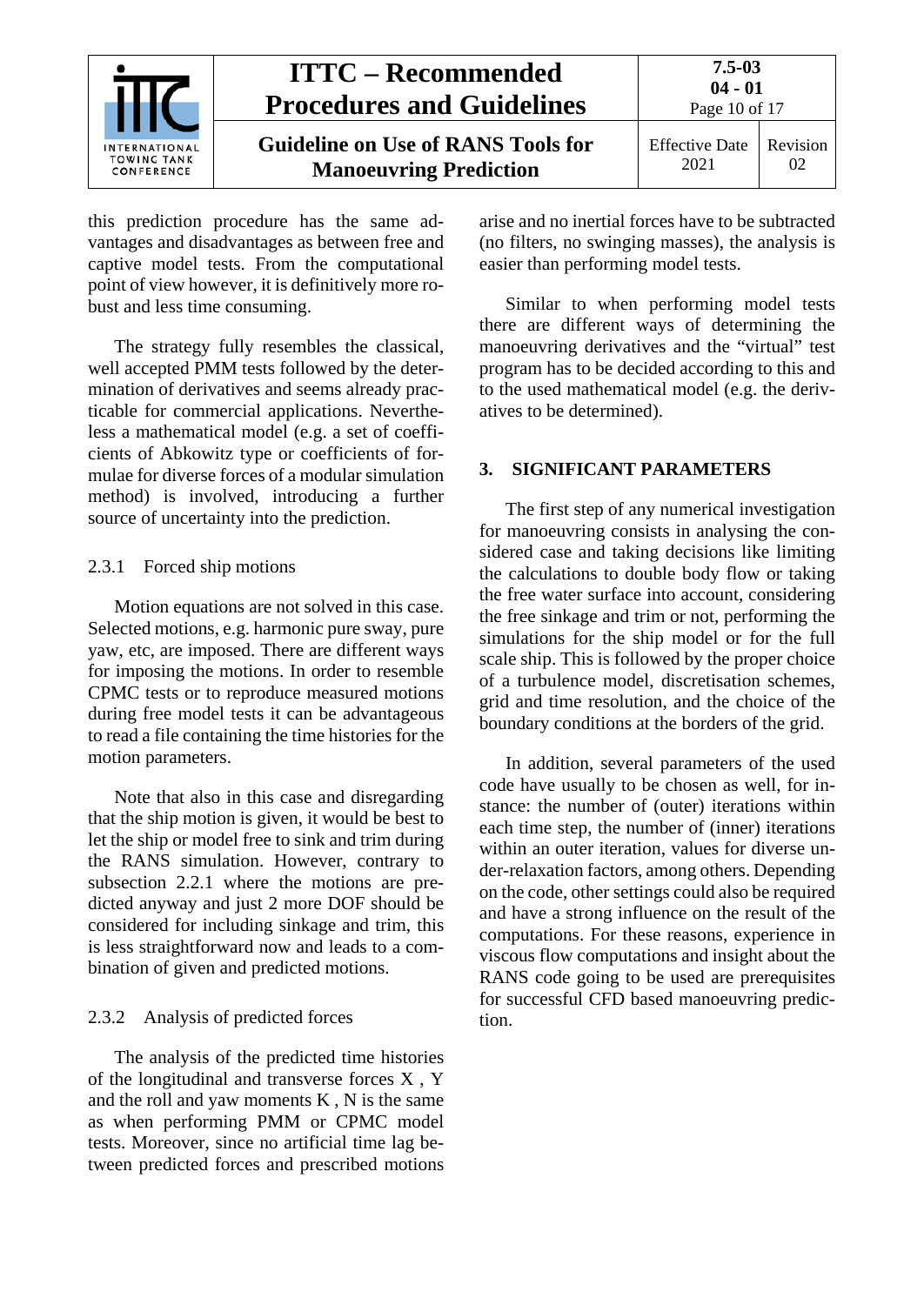this prediction procedure has the same advantages and disadvantages as between free and captive model tests. From the computational point of view however, it is definitively more robust and less time consuming.

The strategy fully resembles the classical, well accepted PMM tests followed by the determination of derivatives and seems already practicable for commercial applications. Nevertheless a mathematical model (e.g. a set of coefficients of Abkowitz type or coefficients of formulae for diverse forces of a modular simulation method) is involved, introducing a further source of uncertainty into the prediction.

### 2.3.1 Forced ship motions

Motion equations are not solved in this case. Selected motions, e.g. harmonic pure sway, pure yaw, etc, are imposed. There are different ways for imposing the motions. In order to resemble CPMC tests or to reproduce measured motions during free model tests it can be advantageous to read a file containing the time histories for the motion parameters.

Note that also in this case and disregarding that the ship motion is given, it would be best to let the ship or model free to sink and trim during the RANS simulation. However, contrary to subsection 2.2.1 where the motions are predicted anyway and just 2 more DOF should be considered for including sinkage and trim, this is less straightforward now and leads to a combination of given and predicted motions.

### 2.3.2 Analysis of predicted forces

The analysis of the predicted time histories of the longitudinal and transverse forces X , Y and the roll and yaw moments K , N is the same as when performing PMM or CPMC model tests. Moreover, since no artificial time lag between predicted forces and prescribed motions arise and no inertial forces have to be subtracted (no filters, no swinging masses), the analysis is easier than performing model tests.

Similar to when performing model tests there are different ways of determining the manoeuvring derivatives and the "virtual" test program has to be decided according to this and to the used mathematical model (e.g. the derivatives to be determined).

## 3. SIGNIFICANT PARAMETERS

The first step of any numerical investigation for manoeuvring consists in analysing the considered case and taking decisions like limiting the calculations to double body flow or taking the free water surface into account, considering the free sinkage and trim or not, performing the simulations for the ship model or for the full scale ship. This is followed by the proper choice of a turbulence model, discretisation schemes, grid and time resolution, and the choice of the boundary conditions at the borders of the grid.

In addition, several parameters of the used code have usually to be chosen as well, for instance: the number of (outer) iterations within each time step, the number of (inner) iterations within an outer iteration, values for diverse under-relaxation factors, among others. Depending on the code, other settings could also be required and have a strong influence on the result of the computations. For these reasons, experience in viscous flow computations and insight about the RANS code going to be used are prerequisites for successful CFD based manoeuvring prediction.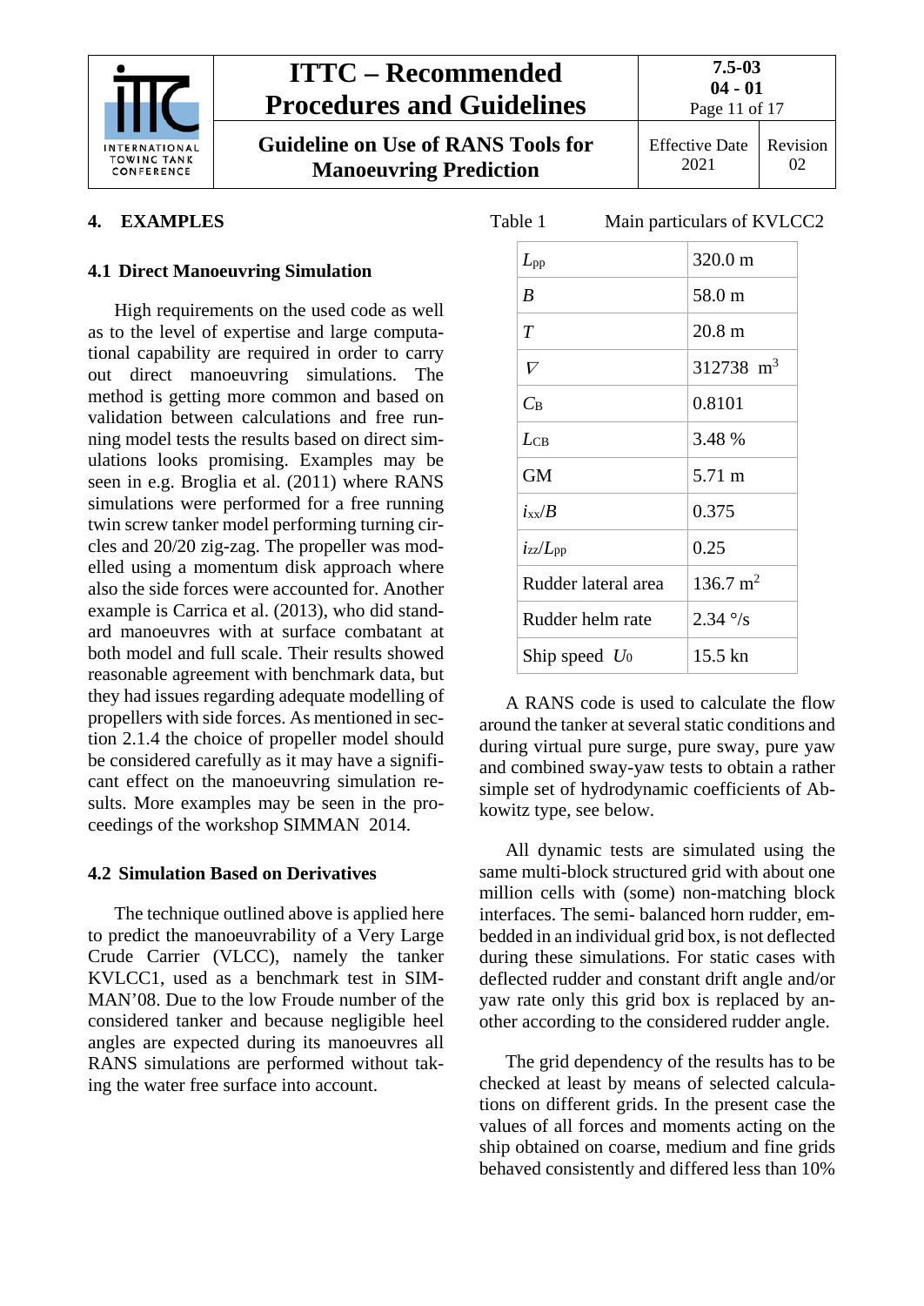## 4. EXAMPLES

### 4.1 Direct Manoeuvring Simulation

High requirements on the used code as well as to the level of expertise and large computational capability are required in order to carry out direct manoeuvring simulations. The method is getting more common and based on validation between calculations and free running model tests the results based on direct simulations looks promising. Examples may be seen in e.g. Broglia et al. (2011) where RANS simulations were performed for a free running twin screw tanker model performing turning circles and 20/20 zig-zag. The propeller was modelled using a momentum disk approach where also the side forces were accounted for. Another example is Carrica et al. (2013), who did standard manoeuvres with at surface combatant at both model and full scale. Their results showed reasonable agreement with benchmark data, but they had issues regarding adequate modelling of propellers with side forces. As mentioned in section 2.1.4 the choice of propeller model should be considered carefully as it may have a significant effect on the manoeuvring simulation results. More examples may be seen in the proceedings of the workshop SIMMAN 2014.

### 4.2 Simulation Based on Derivatives

The technique outlined above is applied here to predict the manoeuvrability of a Very Large Crude Carrier (VLCC), namely the tanker KVLCC1, used as a benchmark test in SIMMAN'08. Due to the low Froude number of the considered tanker and because negligible heel angles are expected during its manoeuvres all RANS simulations are performed without taking the water free surface into account.

Table 1 Main particulars of KVLCC2

| | |
|---|---|
| $L_{pp}$ | 320.0 m |
| $B$ | 58.0 m |
| $T$ | 20.8 m |
| $\nabla$ | 312738 $m^3$ |
| $C_B$ | 0.8101 |
| $L_{CB}$ | 3.48 % |
| GM | 5.71 m |
| $i_{xx}/B$ | 0.375 |
| $i_{zz}/L_{pp}$ | 0.25 |
| Rudder lateral area | 136.7 $m^2$ |
| Rudder helm rate | 2.34 °/s |
| Ship speed $U_0$ | 15.5 kn |

A RANS code is used to calculate the flow around the tanker at several static conditions and during virtual pure surge, pure sway, pure yaw and combined sway-yaw tests to obtain a rather simple set of hydrodynamic coefficients of Abkowitz type, see below.

All dynamic tests are simulated using the same multi-block structured grid with about one million cells with (some) non-matching block interfaces. The semi- balanced horn rudder, embedded in an individual grid box, is not deflected during these simulations. For static cases with deflected rudder and constant drift angle and/or yaw rate only this grid box is replaced by another according to the considered rudder angle.

The grid dependency of the results has to be checked at least by means of selected calculations on different grids. In the present case the values of all forces and moments acting on the ship obtained on coarse, medium and fine grids behaved consistently and differed less than 10%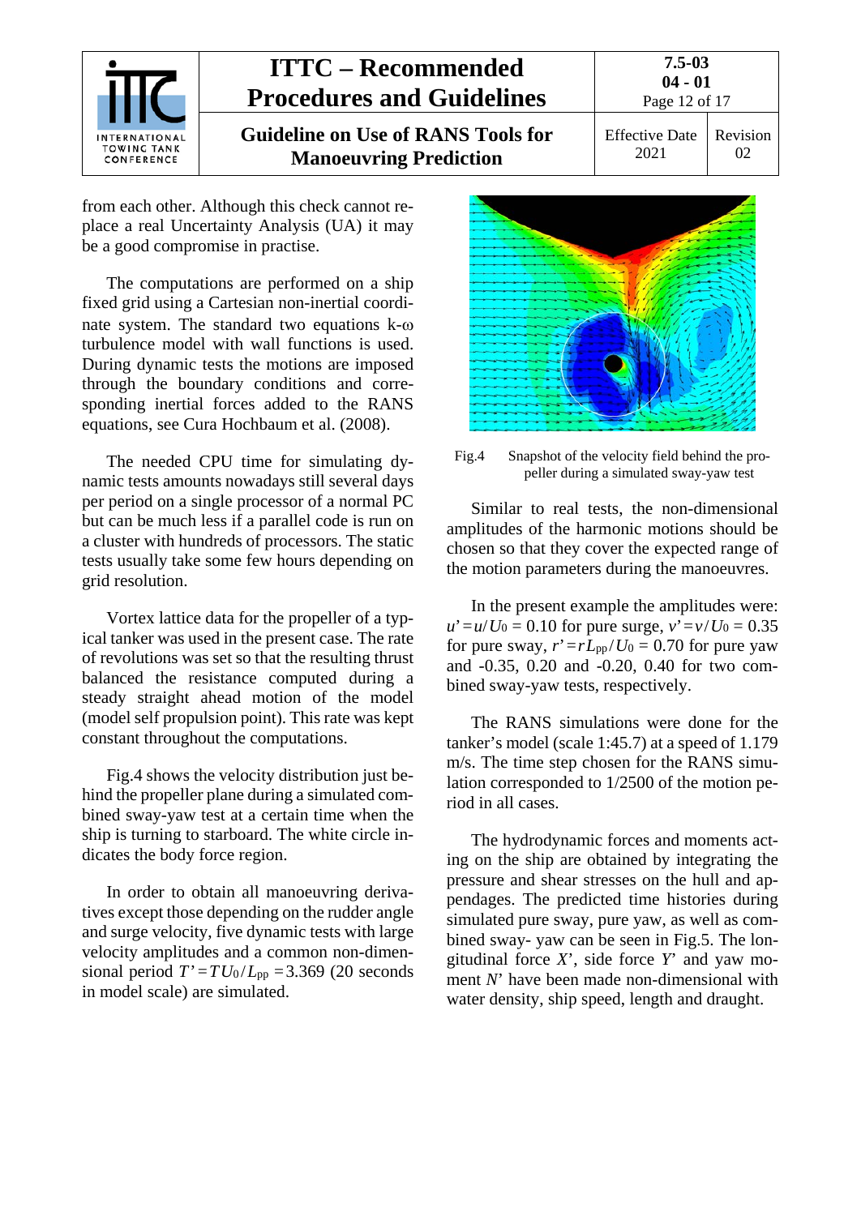from each other. Although this check cannot replace a real Uncertainty Analysis (UA) it may be a good compromise in practise.

The computations are performed on a ship fixed grid using a Cartesian non-inertial coordinate system. The standard two equations k-ω turbulence model with wall functions is used. During dynamic tests the motions are imposed through the boundary conditions and corresponding inertial forces added to the RANS equations, see Cura Hochbaum et al. (2008).

The needed CPU time for simulating dynamic tests amounts nowadays still several days per period on a single processor of a normal PC but can be much less if a parallel code is run on a cluster with hundreds of processors. The static tests usually take some few hours depending on grid resolution.

Vortex lattice data for the propeller of a typical tanker was used in the present case. The rate of revolutions was set so that the resulting thrust balanced the resistance computed during a steady straight ahead motion of the model (model self propulsion point). This rate was kept constant throughout the computations.

Fig.4 shows the velocity distribution just behind the propeller plane during a simulated combined sway-yaw test at a certain time when the ship is turning to starboard. The white circle indicates the body force region.

In order to obtain all manoeuvring derivatives except those depending on the rudder angle and surge velocity, five dynamic tests with large velocity amplitudes and a common non-dimensional period $T' = TU_0/L_{pp} = 3.369$ (20 seconds in model scale) are simulated.

Fig.4 Snapshot of the velocity field behind the propeller during a simulated sway-yaw test

Similar to real tests, the non-dimensional amplitudes of the harmonic motions should be chosen so that they cover the expected range of the motion parameters during the manoeuvres.

In the present example the amplitudes were: $u' = u/U_0 = 0.10$ for pure surge, $v' = v/U_0 = 0.35$ for pure sway, $r' = rL_{pp}/U_0 = 0.70$ for pure yaw and -0.35, 0.20 and -0.20, 0.40 for two combined sway-yaw tests, respectively.

The RANS simulations were done for the tanker's model (scale 1:45.7) at a speed of 1.179 m/s. The time step chosen for the RANS simulation corresponded to 1/2500 of the motion period in all cases.

The hydrodynamic forces and moments acting on the ship are obtained by integrating the pressure and shear stresses on the hull and appendages. The predicted time histories during simulated pure sway, pure yaw, as well as combined sway- yaw can be seen in Fig.5. The longitudinal force $X'$, side force $Y'$ and yaw moment $N'$ have been made non-dimensional with water density, ship speed, length and draught.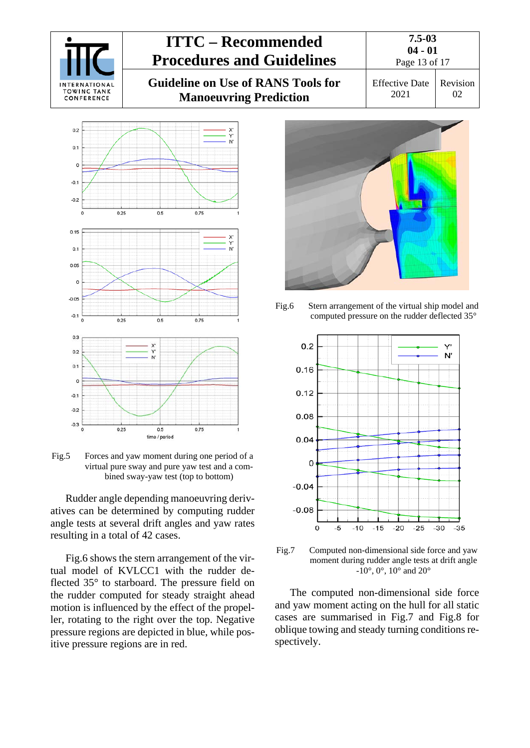Fig.5 Forces and yaw moment during one period of a virtual pure sway and pure yaw test and a combined sway-yaw test (top to bottom)

Rudder angle depending manoeuvring derivatives can be determined by computing rudder angle tests at several drift angles and yaw rates resulting in a total of 42 cases.

Fig.6 shows the stern arrangement of the virtual model of KVLCC1 with the rudder deflected 35° to starboard. The pressure field on the rudder computed for steady straight ahead motion is influenced by the effect of the propeller, rotating to the right over the top. Negative pressure regions are depicted in blue, while positive pressure regions are in red.

Fig.6 Stern arrangement of the virtual ship model and computed pressure on the rudder deflected 35°

Fig.7 Computed non-dimensional side force and yaw moment during rudder angle tests at drift angle -10°, 0°, 10° and 20°

The computed non-dimensional side force and yaw moment acting on the hull for all static cases are summarised in Fig.7 and Fig.8 for oblique towing and steady turning conditions respectively.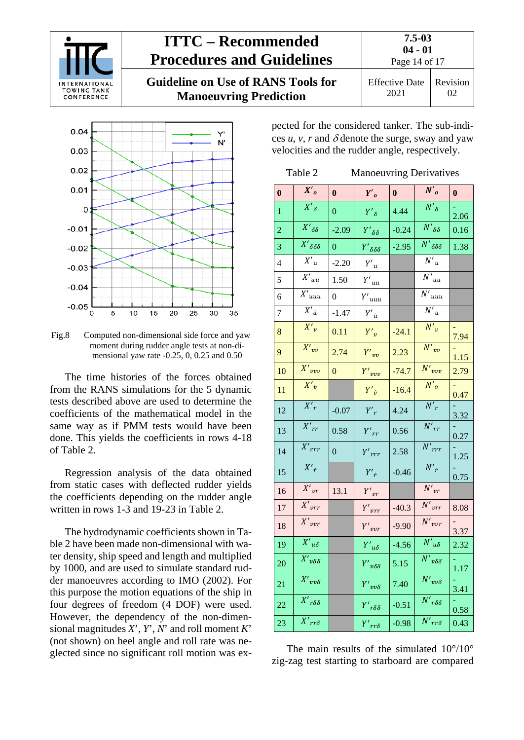Fig.8 Computed non-dimensional side force and yaw moment during rudder angle tests at non-dimensional yaw rate -0.25, 0, 0.25 and 0.50

The time histories of the forces obtained from the RANS simulations for the 5 dynamic tests described above are used to determine the coefficients of the mathematical model in the same way as if PMM tests would have been done. This yields the coefficients in rows 4-18 of Table 2.

Regression analysis of the data obtained from static cases with deflected rudder yields the coefficients depending on the rudder angle written in rows 1-3 and 19-23 in Table 2.

The hydrodynamic coefficients shown in Table 2 have been made non-dimensional with water density, ship speed and length and multiplied by 1000, and are used to simulate standard rudder manoeuvres according to IMO (2002). For this purpose the motion equations of the ship in four degrees of freedom (4 DOF) were used. However, the dependency of the non-dimensional magnitudes $X'$, $Y'$, $N'$ and roll moment $K'$ (not shown) on heel angle and roll rate was neglected since no significant roll motion was expected for the considered tanker. The sub-indices $u$, $v$, $r$ and $\delta$ denote the surge, sway and yaw velocities and the rudder angle, respectively.

Table 2 Manoeuvring Derivatives

| 0 | $X'_o$ | 0 | $Y'_o$ | 0 | $N'_o$ | 0 |
|---|---|---|---|---|---|---|
| 1 | $X'_\delta$ | 0 | $Y'_\delta$ | 4.44 | $N'_\delta$ | -2.06 |
| 2 | $X'_{\delta\delta}$ | -2.09 | $Y'_{\delta\delta}$ | -0.24 | $N'_{\delta\delta}$ | 0.16 |
| 3 | $X'_{\delta\delta\delta}$ | 0 | $Y'_{\delta\delta\delta}$ | -2.95 | $N'_{\delta\delta\delta}$ | 1.38 |
| 4 | $X'_u$ | -2.20 | $Y'_u$ | | $N'_u$ | |
| 5 | $X'_{uu}$ | 1.50 | $Y'_{uu}$ | | $N'_{uu}$ | |
| 6 | $X'_{uuu}$ | 0 | $Y'_{uuu}$ | | $N'_{uuu}$ | |
| 7 | $X'_{\dot{u}}$ | -1.47 | $Y'_{\dot{u}}$ | | $N'_{\dot{u}}$ | |
| 8 | $X'_v$ | 0.11 | $Y'_v$ | -24.1 | $N'_v$ | -7.94 |
| 9 | $X'_{vv}$ | 2.74 | $Y'_{vv}$ | 2.23 | $N'_{vv}$ | -1.15 |
| 10 | $X'_{vvv}$ | 0 | $Y'_{vvv}$ | -74.7 | $N'_{vvv}$ | 2.79 |
| 11 | $X'_{\dot{v}}$ | | $Y'_{\dot{v}}$ | -16.4 | $N'_{\dot{v}}$ | -0.47 |
| 12 | $X'_r$ | -0.07 | $Y'_r$ | 4.24 | $N'_r$ | -3.32 |
| 13 | $X'_{rr}$ | 0.58 | $Y'_{rr}$ | 0.56 | $N'_{rr}$ | -0.27 |
| 14 | $X'_{rrr}$ | 0 | $Y'_{rrr}$ | 2.58 | $N'_{rrr}$ | -1.25 |
| 15 | $X'_{\dot{r}}$ | | $Y'_{\dot{r}}$ | -0.46 | $N'_{\dot{r}}$ | -0.75 |
| 16 | $X'_{vr}$ | 13.1 | $Y'_{vr}$ | | $N'_{vr}$ | |
| 17 | $X'_{vrr}$ | | $Y'_{vrr}$ | -40.3 | $N'_{vrr}$ | 8.08 |
| 18 | $X'_{vvr}$ | | $Y'_{vvr}$ | -9.90 | $N'_{vvr}$ | -3.37 |
| 19 | $X'_{u\delta}$ | | $Y'_{u\delta}$ | -4.56 | $N'_{u\delta}$ | 2.32 |
| 20 | $X'_{v\delta\delta}$ | | $Y'_{v\delta\delta}$ | 5.15 | $N'_{v\delta\delta}$ | -1.17 |
| 21 | $X'_{vv\delta}$ | | $Y'_{vv\delta}$ | 7.40 | $N'_{vv\delta}$ | -3.41 |
| 22 | $X'_{r\delta\delta}$ | | $Y'_{r\delta\delta}$ | -0.51 | $N'_{r\delta\delta}$ | -0.58 |
| 23 | $X'_{rr\delta}$ | | $Y'_{rr\delta}$ | -0.98 | $N'_{rr\delta}$ | 0.43 |

The main results of the simulated 10°/10° zig-zag test starting to starboard are compared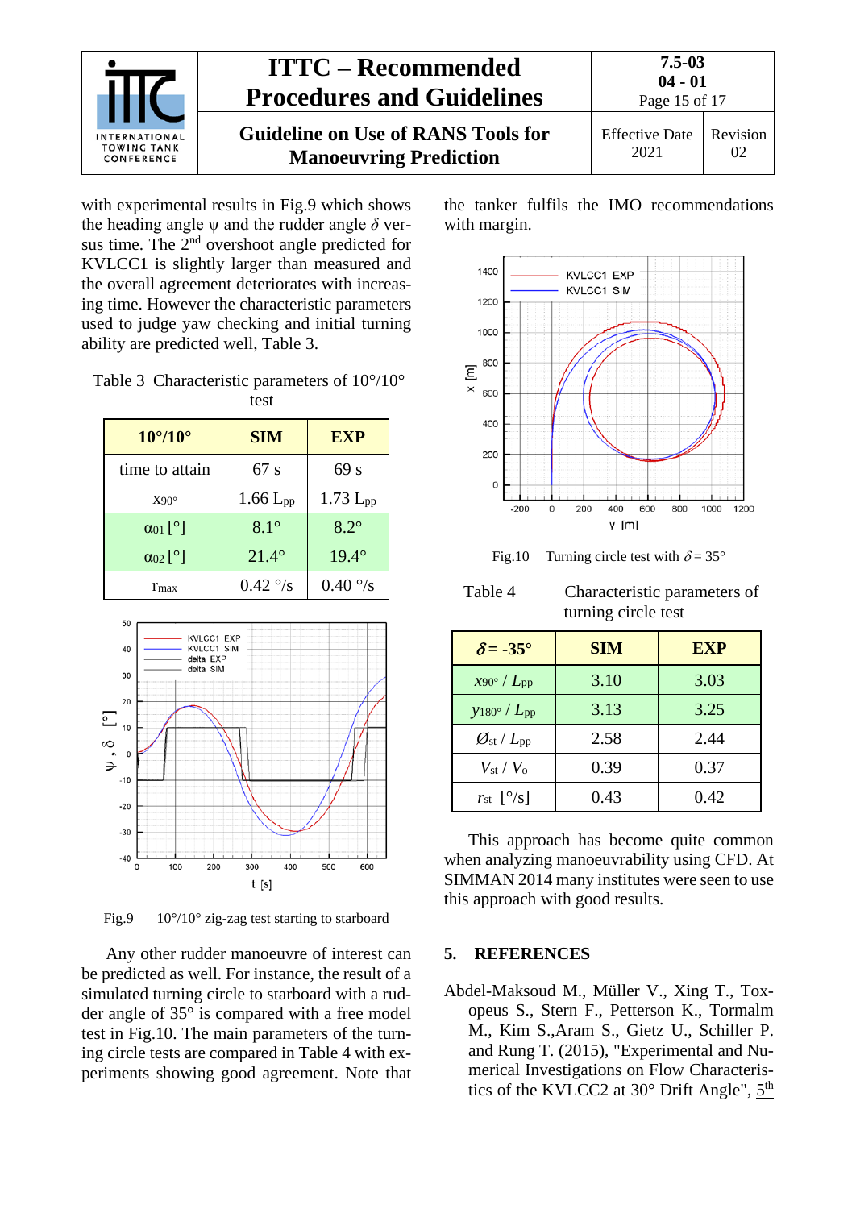with experimental results in Fig.9 which shows the heading angle ψ and the rudder angle $\delta$ versus time. The 2[nd] overshoot angle predicted for KVLCC1 is slightly larger than measured and the overall agreement deteriorates with increasing time. However the characteristic parameters used to judge yaw checking and initial turning ability are predicted well, Table 3.

Table 3 Characteristic parameters of 10°/10° test

| 10°/10° | SIM | EXP |
|---|---|---|
| time to attain | 67 s | 69 s |
| $x_{90°}$ | 1.66 $L_{pp}$ | 1.73 $L_{pp}$ |
| $\alpha_{01}$ [°] | 8.1° | 8.2° |
| $\alpha_{02}$ [°] | 21.4° | 19.4° |
| $r_{max}$ | 0.42 °/s | 0.40 °/s |

Fig.9 10°/10° zig-zag test starting to starboard

Any other rudder manoeuvre of interest can be predicted as well. For instance, the result of a simulated turning circle to starboard with a rudder angle of 35° is compared with a free model test in Fig.10. The main parameters of the turning circle tests are compared in Table 4 with experiments showing good agreement. Note that the tanker fulfils the IMO recommendations with margin.

Fig.10 Turning circle test with $\delta = 35°$

Table 4 Characteristic parameters of turning circle test

| $\delta$ = -35° | SIM | EXP |
|---|---|---|
| $x_{90°} / L_{pp}$ | 3.10 | 3.03 |
| $y_{180°} / L_{pp}$ | 3.13 | 3.25 |
| $\O_{st} / L_{pp}$ | 2.58 | 2.44 |
| $V_{st} / V_0$ | 0.39 | 0.37 |
| $r_{st}$ [°/s] | 0.43 | 0.42 |

This approach has become quite common when analyzing manoeuvrability using CFD. At SIMMAN 2014 many institutes were seen to use this approach with good results.

## 5. REFERENCES

Abdel-Maksoud M., Müller V., Xing T., Toxopeus S., Stern F., Petterson K., Tormalm M., Kim S.,Aram S., Gietz U., Schiller P. and Rung T. (2015), "Experimental and Numerical Investigations on Flow Characteristics of the KVLCC2 at 30° Drift Angle", 5[th]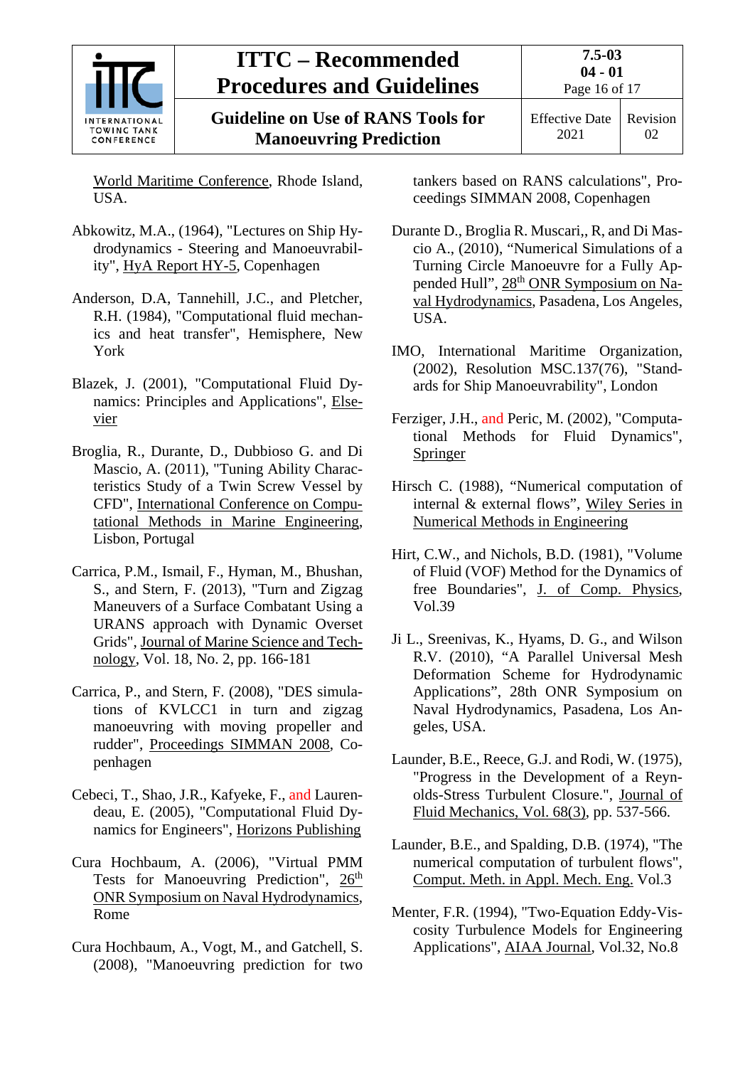World Maritime Conference, Rhode Island, USA.

Abkowitz, M.A., (1964), "Lectures on Ship Hydrodynamics - Steering and Manoeuvrability", HyA Report HY-5, Copenhagen

Anderson, D.A, Tannehill, J.C., and Pletcher, R.H. (1984), "Computational fluid mechanics and heat transfer", Hemisphere, New York

Blazek, J. (2001), "Computational Fluid Dynamics: Principles and Applications", Elsevier

Broglia, R., Durante, D., Dubbioso G. and Di Mascio, A. (2011), "Tuning Ability Characteristics Study of a Twin Screw Vessel by CFD", International Conference on Computational Methods in Marine Engineering, Lisbon, Portugal

Carrica, P.M., Ismail, F., Hyman, M., Bhushan, S., and Stern, F. (2013), "Turn and Zigzag Maneuvers of a Surface Combatant Using a URANS approach with Dynamic Overset Grids", Journal of Marine Science and Technology, Vol. 18, No. 2, pp. 166-181

Carrica, P., and Stern, F. (2008), "DES simulations of KVLCC1 in turn and zigzag manoeuvring with moving propeller and rudder", Proceedings SIMMAN 2008, Copenhagen

Cebeci, T., Shao, J.R., Kafyeke, F., and Laurendeau, E. (2005), "Computational Fluid Dynamics for Engineers", Horizons Publishing

Cura Hochbaum, A. (2006), "Virtual PMM Tests for Manoeuvring Prediction", 26[th] ONR Symposium on Naval Hydrodynamics, Rome

Cura Hochbaum, A., Vogt, M., and Gatchell, S. (2008), "Manoeuvring prediction for two tankers based on RANS calculations", Proceedings SIMMAN 2008, Copenhagen

Durante D., Broglia R. Muscari,, R, and Di Mascio A., (2010), “Numerical Simulations of a Turning Circle Manoeuvre for a Fully Appended Hull”, 28[th] ONR Symposium on Naval Hydrodynamics, Pasadena, Los Angeles, USA.

IMO, International Maritime Organization, (2002), Resolution MSC.137(76), "Standards for Ship Manoeuvrability", London

Ferziger, J.H., and Peric, M. (2002), "Computational Methods for Fluid Dynamics", Springer

Hirsch C. (1988), “Numerical computation of internal & external flows”, Wiley Series in Numerical Methods in Engineering

Hirt, C.W., and Nichols, B.D. (1981), "Volume of Fluid (VOF) Method for the Dynamics of free Boundaries", J. of Comp. Physics, Vol.39

Ji L., Sreenivas, K., Hyams, D. G., and Wilson R.V. (2010), “A Parallel Universal Mesh Deformation Scheme for Hydrodynamic Applications”, 28th ONR Symposium on Naval Hydrodynamics, Pasadena, Los Angeles, USA.

Launder, B.E., Reece, G.J. and Rodi, W. (1975), "Progress in the Development of a Reynolds-Stress Turbulent Closure.", Journal of Fluid Mechanics, Vol. 68(3), pp. 537-566.

Launder, B.E., and Spalding, D.B. (1974), "The numerical computation of turbulent flows", Comput. Meth. in Appl. Mech. Eng. Vol.3

Menter, F.R. (1994), "Two-Equation Eddy-Viscosity Turbulence Models for Engineering Applications", AIAA Journal, Vol.32, No.8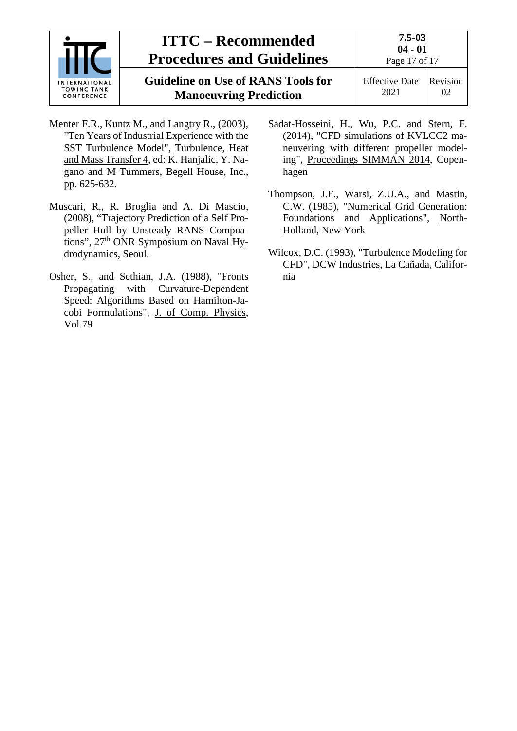Menter F.R., Kuntz M., and Langtry R., (2003), "Ten Years of Industrial Experience with the SST Turbulence Model", Turbulence, Heat and Mass Transfer 4, ed: K. Hanjalic, Y. Nagano and M Tummers, Begell House, Inc., pp. 625-632.

Muscari, R,, R. Broglia and A. Di Mascio, (2008), "Trajectory Prediction of a Self Propeller Hull by Unsteady RANS Compuations", 27th ONR Symposium on Naval Hydrodynamics, Seoul.

Osher, S., and Sethian, J.A. (1988), "Fronts Propagating with Curvature-Dependent Speed: Algorithms Based on Hamilton-Jacobi Formulations", J. of Comp. Physics, Vol.79

Sadat-Hosseini, H., Wu, P.C. and Stern, F. (2014), "CFD simulations of KVLCC2 maneuvering with different propeller modeling", Proceedings SIMMAN 2014, Copenhagen

Thompson, J.F., Warsi, Z.U.A., and Mastin, C.W. (1985), "Numerical Grid Generation: Foundations and Applications", North-Holland, New York

Wilcox, D.C. (1993), "Turbulence Modeling for CFD", DCW Industries, La Cañada, California